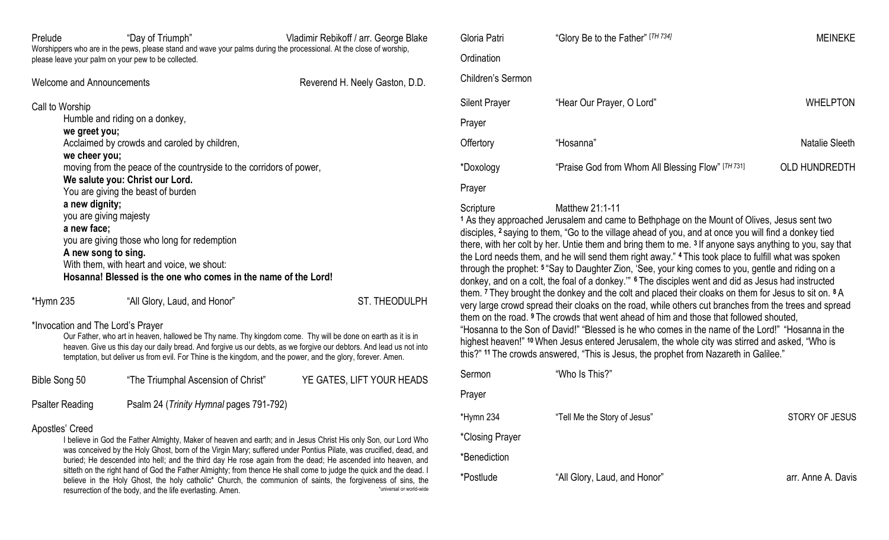Prelude "Day of Triumph" Vladimir Rebikoff / arr. George Blake

Worshippers who are in the pews, please stand and wave your palms during the processional. At the close of worship, please leave your palm on your pew to be collected.

Welcome and Announcements Reverend H. Neely Gaston, D.D.

Call to Worship

Humble and riding on a donkey,
**we greet you;**
Acclaimed by crowds and caroled by children,
**we cheer you;**
moving from the peace of the countryside to the corridors of power,
**We salute you: Christ our Lord.**
You are giving the beast of burden
**a new dignity;**
you are giving majesty
**a new face;**
you are giving those who long for redemption
**A new song to sing.**
With them, with heart and voice, we shout:
**Hosanna! Blessed is the one who comes in the name of the Lord!**

*Hymn 235 "All Glory, Laud, and Honor" ST. THEODULPH

*Invocation and The Lord's Prayer

Our Father, who art in heaven, hallowed be Thy name. Thy kingdom come. Thy will be done on earth as it is in heaven. Give us this day our daily bread. And forgive us our debts, as we forgive our debtors. And lead us not into temptation, but deliver us from evil. For Thine is the kingdom, and the power, and the glory, forever. Amen.

Bible Song 50 "The Triumphal Ascension of Christ" YE GATES, LIFT YOUR HEADS

Psalter Reading Psalm 24 (*Trinity Hymnal* pages 791-792)

Apostles' Creed

I believe in God the Father Almighty, Maker of heaven and earth; and in Jesus Christ His only Son, our Lord Who was conceived by the Holy Ghost, born of the Virgin Mary; suffered under Pontius Pilate, was crucified, dead, and buried; He descended into hell; and the third day He rose again from the dead; He ascended into heaven, and sitteth on the right hand of God the Father Almighty; from thence He shall come to judge the quick and the dead. I believe in the Holy Ghost, the holy catholic* Church, the communion of saints, the forgiveness of sins, the resurrection of the body, and the life everlasting. Amen.

*universal or world-wide

Gloria Patri "Glory Be to the Father" [*TH 734*] MEINEKE

Ordination

Children's Sermon

Silent Prayer "Hear Our Prayer, O Lord" WHELPTON

Prayer

Offertory "Hosanna" Natalie Sleeth

*Doxology "Praise God from Whom All Blessing Flow" [*TH 731*] OLD HUNDREDTH

Prayer

Scripture Matthew 21:1-11

[1] As they approached Jerusalem and came to Bethphage on the Mount of Olives, Jesus sent two disciples, [2] saying to them, "Go to the village ahead of you, and at once you will find a donkey tied there, with her colt by her. Untie them and bring them to me. [3] If anyone says anything to you, say that the Lord needs them, and he will send them right away." [4] This took place to fulfill what was spoken through the prophet: [5] "Say to Daughter Zion, 'See, your king comes to you, gentle and riding on a donkey, and on a colt, the foal of a donkey.'" [6] The disciples went and did as Jesus had instructed them. [7] They brought the donkey and the colt and placed their cloaks on them for Jesus to sit on. [8] A very large crowd spread their cloaks on the road, while others cut branches from the trees and spread them on the road. [9] The crowds that went ahead of him and those that followed shouted, "Hosanna to the Son of David!" "Blessed is he who comes in the name of the Lord!" "Hosanna in the highest heaven!" [10] When Jesus entered Jerusalem, the whole city was stirred and asked, "Who is this?" [11] The crowds answered, "This is Jesus, the prophet from Nazareth in Galilee."

Sermon "Who Is This?"

Prayer

*Hymn 234 "Tell Me the Story of Jesus" STORY OF JESUS

*Closing Prayer

*Benediction

*Postlude "All Glory, Laud, and Honor" arr. Anne A. Davis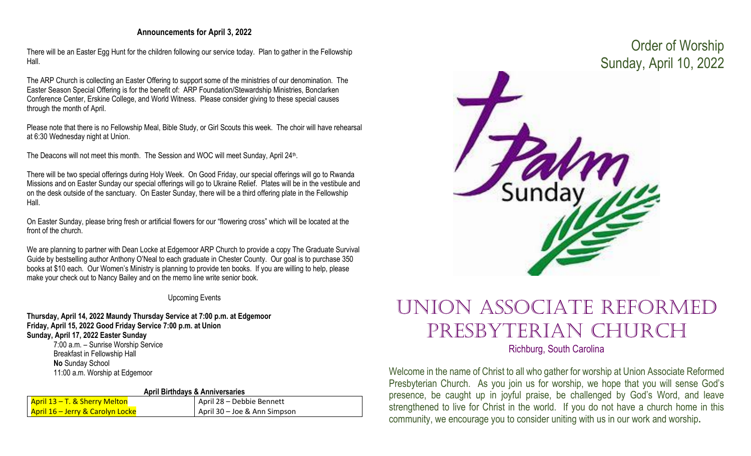#### Announcements for April 3, 2022

There will be an Easter Egg Hunt for the children following our service today. Plan to gather in the Fellowship Hall.

The ARP Church is collecting an Easter Offering to support some of the ministries of our denomination. The Easter Season Special Offering is for the benefit of: ARP Foundation/Stewardship Ministries, Bonclarken Conference Center, Erskine College, and World Witness. Please consider giving to these special causes through the month of April.

Please note that there is no Fellowship Meal, Bible Study, or Girl Scouts this week. The choir will have rehearsal at 6:30 Wednesday night at Union.

The Deacons will not meet this month. The Session and WOC will meet Sunday, April 24th.

There will be two special offerings during Holy Week. On Good Friday, our special offerings will go to Rwanda Missions and on Easter Sunday our special offerings will go to Ukraine Relief. Plates will be in the vestibule and on the desk outside of the sanctuary. On Easter Sunday, there will be a third offering plate in the Fellowship Hall.

On Easter Sunday, please bring fresh or artificial flowers for our "flowering cross" which will be located at the front of the church.

We are planning to partner with Dean Locke at Edgemoor ARP Church to provide a copy The Graduate Survival Guide by bestselling author Anthony O'Neal to each graduate in Chester County. Our goal is to purchase 350 books at $10 each. Our Women's Ministry is planning to provide ten books. If you are willing to help, please make your check out to Nancy Bailey and on the memo line write senior book.

Upcoming Events

**Thursday, April 14, 2022 Maundy Thursday Service at 7:00 p.m. at Edgemoor**
**Friday, April 15, 2022 Good Friday Service 7:00 p.m. at Union**
**Sunday, April 17, 2022 Easter Sunday**

7:00 a.m. – Sunrise Worship Service
Breakfast in Fellowship Hall
**No** Sunday School
11:00 a.m. Worship at Edgemoor

**April Birthdays & Anniversaries**

| | |
|---|---|
| April 13 – T. & Sherry Melton | April 28 – Debbie Bennett |
| April 16 – Jerry & Carolyn Locke | April 30 – Joe & Ann Simpson |

## Order of Worship
## Sunday, April 10, 2022

Palm Sunday

# UNION ASSOCIATE REFORMED PRESBYTERIAN CHURCH

Richburg, South Carolina

Welcome in the name of Christ to all who gather for worship at Union Associate Reformed Presbyterian Church. As you join us for worship, we hope that you will sense God's presence, be caught up in joyful praise, be challenged by God's Word, and leave strengthened to live for Christ in the world. If you do not have a church home in this community, we encourage you to consider uniting with us in our work and worship**.**